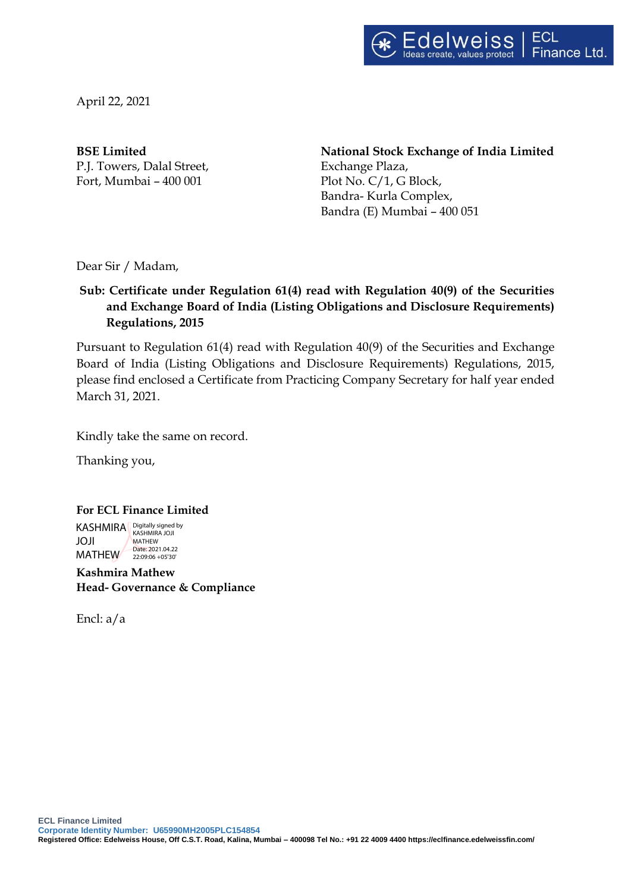April 22, 2021

**BSE Limited**
P.J. Towers, Dalal Street,
Fort, Mumbai – 400 001

**National Stock Exchange of India Limited**
Exchange Plaza,
Plot No. C/1, G Block,
Bandra- Kurla Complex,
Bandra (E) Mumbai – 400 051

Dear Sir / Madam,

**Sub: Certificate under Regulation 61(4) read with Regulation 40(9) of the Securities and Exchange Board of India (Listing Obligations and Disclosure Requirements) Regulations, 2015**

Pursuant to Regulation 61(4) read with Regulation 40(9) of the Securities and Exchange Board of India (Listing Obligations and Disclosure Requirements) Regulations, 2015, please find enclosed a Certificate from Practicing Company Secretary for half year ended March 31, 2021.

Kindly take the same on record.

Thanking you,

**For ECL Finance Limited**

KASHMIRA JOJI MATHEW
Digitally signed by KASHMIRA JOJI MATHEW
Date: 2021.04.22 22:09:06 +05'30'

**Kashmira Mathew**
**Head- Governance & Compliance**

Encl: a/a

ECL Finance Limited
Corporate Identity Number: U65990MH2005PLC154854
Registered Office: Edelweiss House, Off C.S.T. Road, Kalina, Mumbai – 400098 Tel No.: +91 22 4009 4400 https://eclfinance.edelweissfin.com/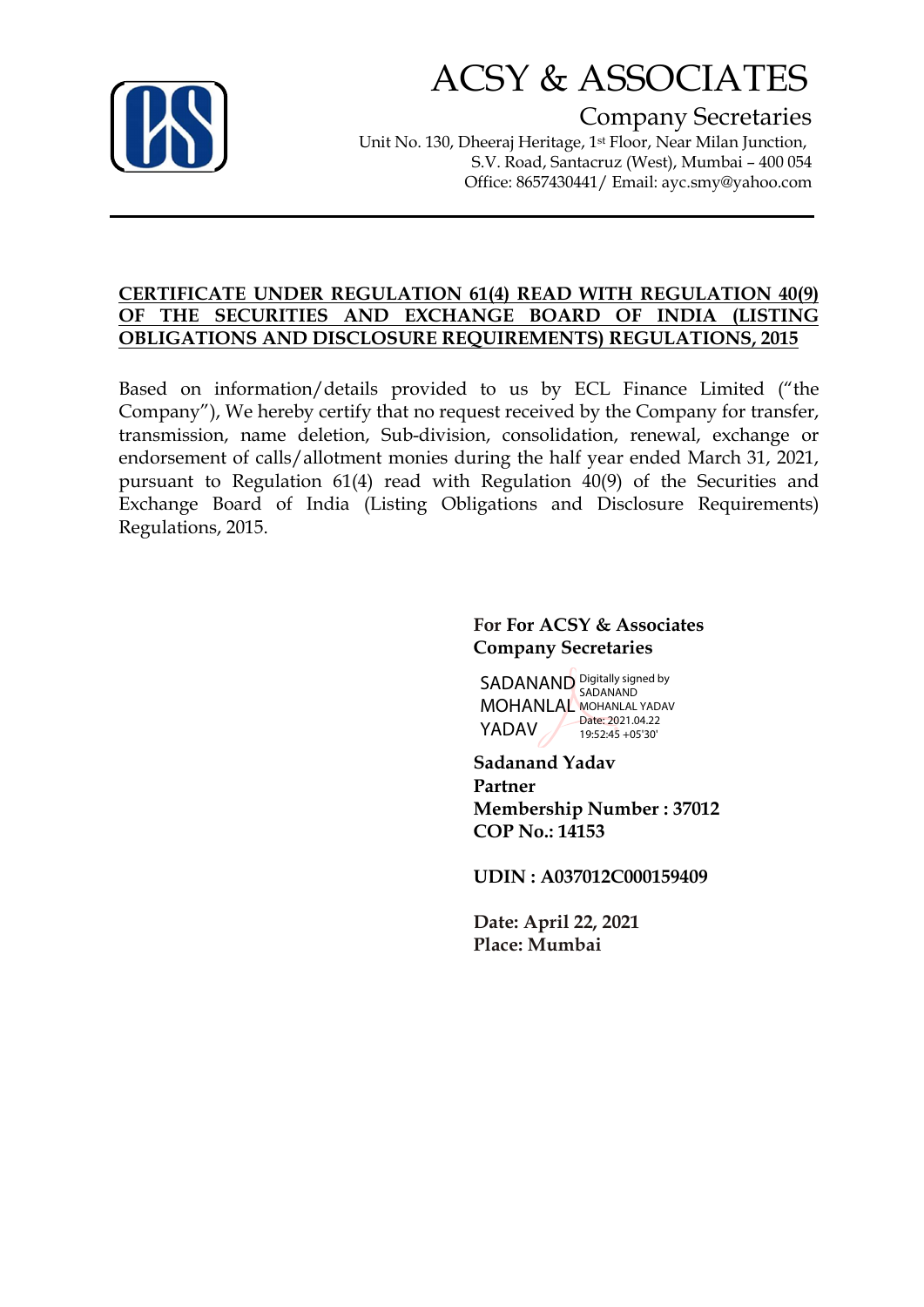# ACSY & ASSOCIATES

Company Secretaries

Unit No. 130, Dheeraj Heritage, 1st Floor, Near Milan Junction,
S.V. Road, Santacruz (West), Mumbai – 400 054
Office: 8657430441/ Email: ayc.smy@yahoo.com

**CERTIFICATE UNDER REGULATION 61(4) READ WITH REGULATION 40(9) OF THE SECURITIES AND EXCHANGE BOARD OF INDIA (LISTING OBLIGATIONS AND DISCLOSURE REQUIREMENTS) REGULATIONS, 2015**

Based on information/details provided to us by ECL Finance Limited ("the Company"), We hereby certify that no request received by the Company for transfer, transmission, name deletion, Sub-division, consolidation, renewal, exchange or endorsement of calls/allotment monies during the half year ended March 31, 2021, pursuant to Regulation 61(4) read with Regulation 40(9) of the Securities and Exchange Board of India (Listing Obligations and Disclosure Requirements) Regulations, 2015.

**For For ACSY & Associates**
**Company Secretaries**

SADANAND MOHANLAL YADAV
Digitally signed by SADANAND MOHANLAL YADAV
Date: 2021.04.22 19:52:45 +05'30'

**Sadanand Yadav**
**Partner**
**Membership Number : 37012**
**COP No.: 14153**

**UDIN : A037012C000159409**

**Date: April 22, 2021**
**Place: Mumbai**